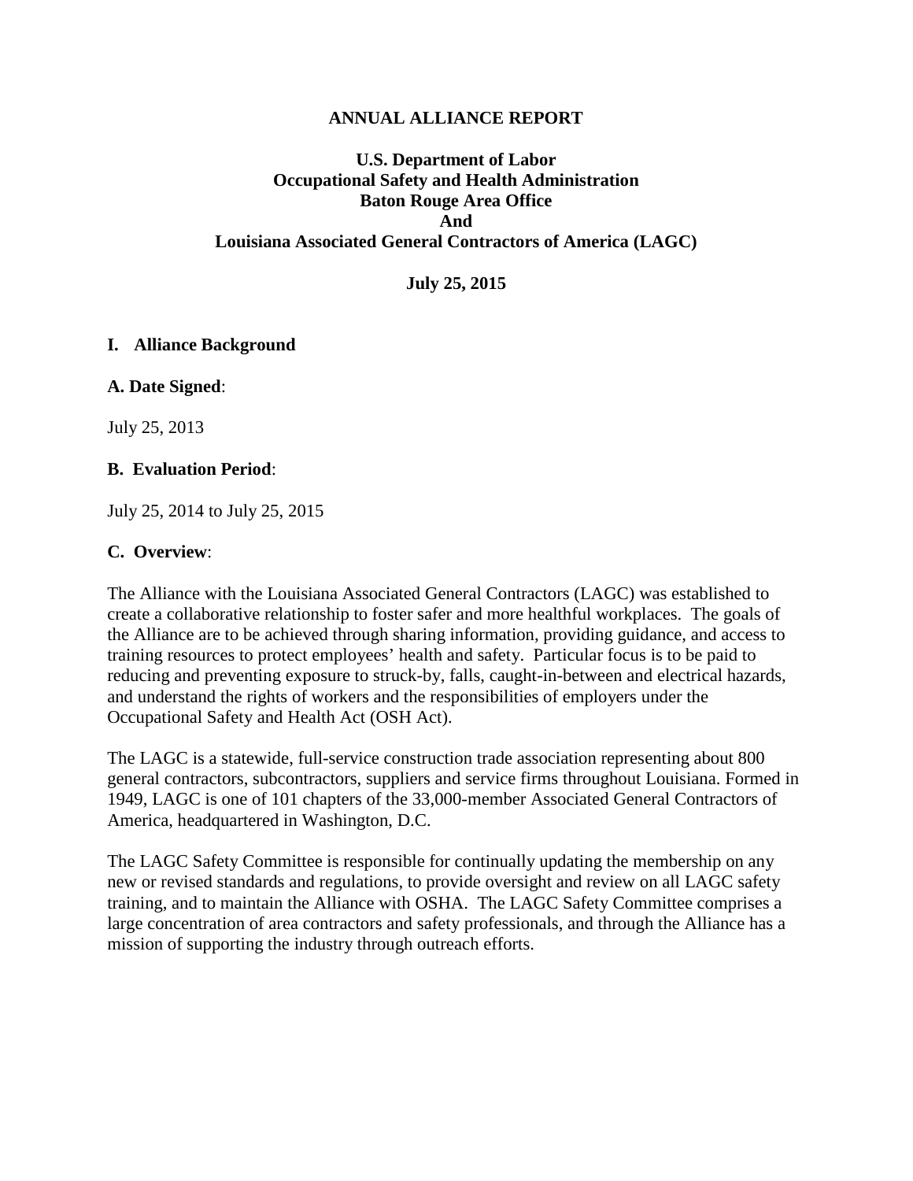# ANNUAL ALLIANCE REPORT

**U.S. Department of Labor**
**Occupational Safety and Health Administration**
**Baton Rouge Area Office**
**And**
**Louisiana Associated General Contractors of America (LAGC)**

**July 25, 2015**

## I. Alliance Background

### A. Date Signed:

July 25, 2013

### B. Evaluation Period:

July 25, 2014 to July 25, 2015

### C. Overview:

The Alliance with the Louisiana Associated General Contractors (LAGC) was established to create a collaborative relationship to foster safer and more healthful workplaces. The goals of the Alliance are to be achieved through sharing information, providing guidance, and access to training resources to protect employees' health and safety. Particular focus is to be paid to reducing and preventing exposure to struck-by, falls, caught-in-between and electrical hazards, and understand the rights of workers and the responsibilities of employers under the Occupational Safety and Health Act (OSH Act).

The LAGC is a statewide, full-service construction trade association representing about 800 general contractors, subcontractors, suppliers and service firms throughout Louisiana. Formed in 1949, LAGC is one of 101 chapters of the 33,000-member Associated General Contractors of America, headquartered in Washington, D.C.

The LAGC Safety Committee is responsible for continually updating the membership on any new or revised standards and regulations, to provide oversight and review on all LAGC safety training, and to maintain the Alliance with OSHA. The LAGC Safety Committee comprises a large concentration of area contractors and safety professionals, and through the Alliance has a mission of supporting the industry through outreach efforts.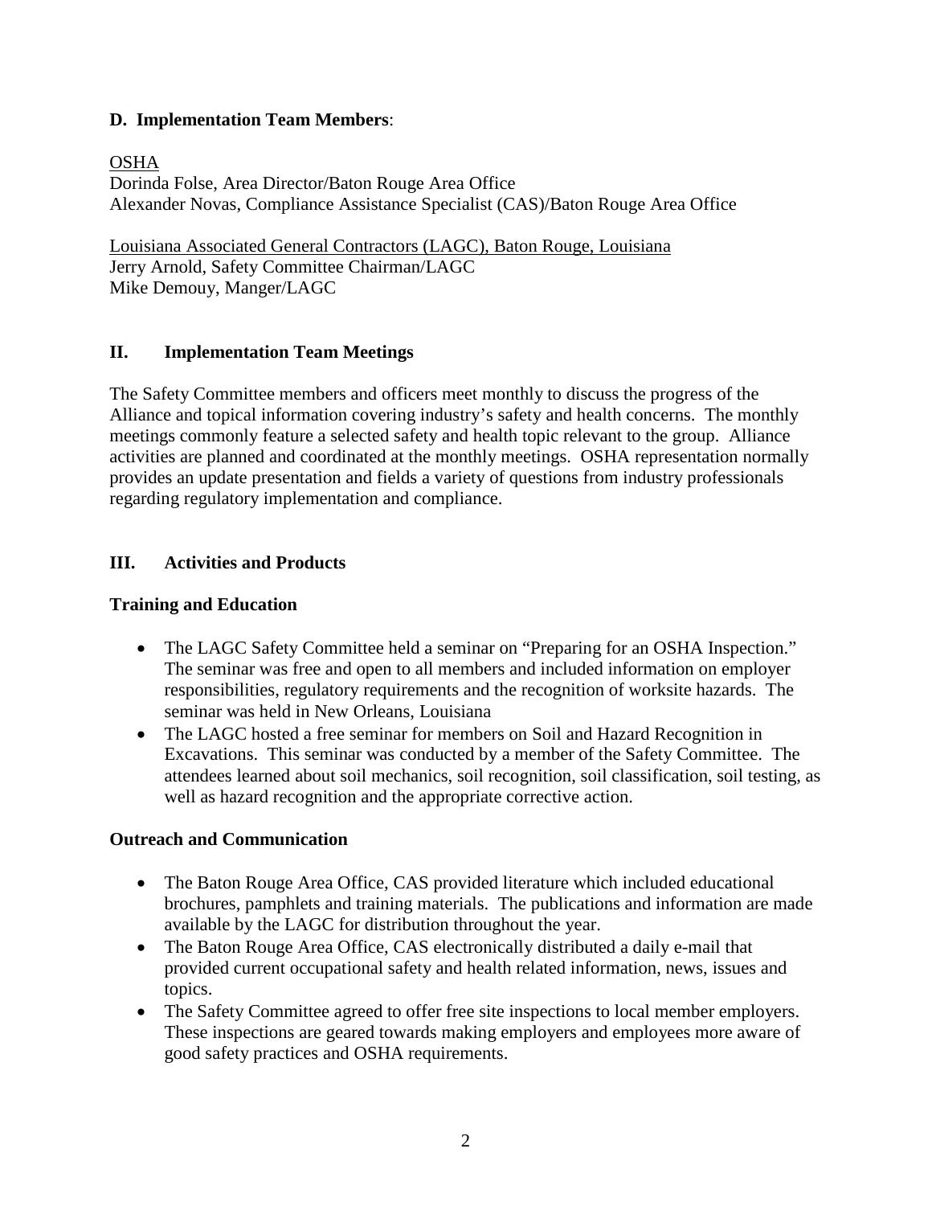### D. Implementation Team Members:

<u>OSHA</u>
Dorinda Folse, Area Director/Baton Rouge Area Office
Alexander Novas, Compliance Assistance Specialist (CAS)/Baton Rouge Area Office

<u>Louisiana Associated General Contractors (LAGC), Baton Rouge, Louisiana</u>
Jerry Arnold, Safety Committee Chairman/LAGC
Mike Demouy, Manger/LAGC

## II. Implementation Team Meetings

The Safety Committee members and officers meet monthly to discuss the progress of the Alliance and topical information covering industry's safety and health concerns. The monthly meetings commonly feature a selected safety and health topic relevant to the group. Alliance activities are planned and coordinated at the monthly meetings. OSHA representation normally provides an update presentation and fields a variety of questions from industry professionals regarding regulatory implementation and compliance.

## III. Activities and Products

### Training and Education

- The LAGC Safety Committee held a seminar on "Preparing for an OSHA Inspection." The seminar was free and open to all members and included information on employer responsibilities, regulatory requirements and the recognition of worksite hazards. The seminar was held in New Orleans, Louisiana
- The LAGC hosted a free seminar for members on Soil and Hazard Recognition in Excavations. This seminar was conducted by a member of the Safety Committee. The attendees learned about soil mechanics, soil recognition, soil classification, soil testing, as well as hazard recognition and the appropriate corrective action.

### Outreach and Communication

- The Baton Rouge Area Office, CAS provided literature which included educational brochures, pamphlets and training materials. The publications and information are made available by the LAGC for distribution throughout the year.
- The Baton Rouge Area Office, CAS electronically distributed a daily e-mail that provided current occupational safety and health related information, news, issues and topics.
- The Safety Committee agreed to offer free site inspections to local member employers. These inspections are geared towards making employers and employees more aware of good safety practices and OSHA requirements.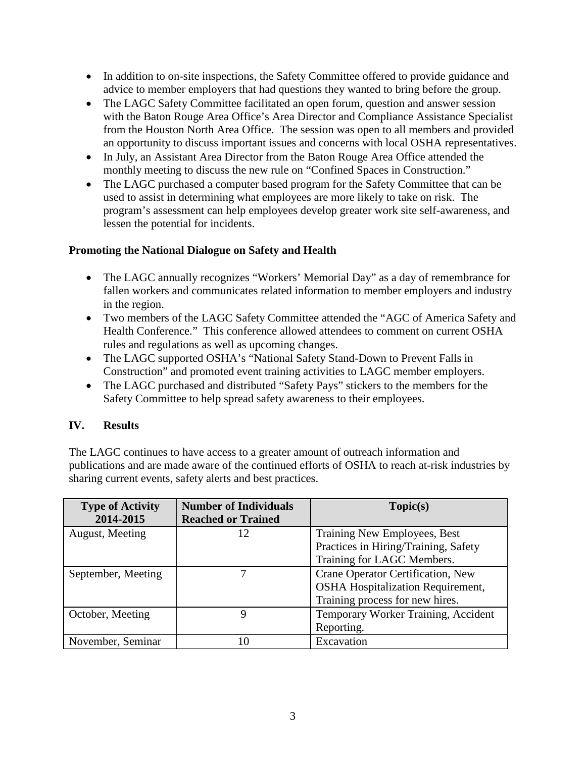- In addition to on-site inspections, the Safety Committee offered to provide guidance and advice to member employers that had questions they wanted to bring before the group.
- The LAGC Safety Committee facilitated an open forum, question and answer session with the Baton Rouge Area Office's Area Director and Compliance Assistance Specialist from the Houston North Area Office. The session was open to all members and provided an opportunity to discuss important issues and concerns with local OSHA representatives.
- In July, an Assistant Area Director from the Baton Rouge Area Office attended the monthly meeting to discuss the new rule on "Confined Spaces in Construction."
- The LAGC purchased a computer based program for the Safety Committee that can be used to assist in determining what employees are more likely to take on risk. The program's assessment can help employees develop greater work site self-awareness, and lessen the potential for incidents.

**Promoting the National Dialogue on Safety and Health**

- The LAGC annually recognizes "Workers' Memorial Day" as a day of remembrance for fallen workers and communicates related information to member employers and industry in the region.
- Two members of the LAGC Safety Committee attended the "AGC of America Safety and Health Conference." This conference allowed attendees to comment on current OSHA rules and regulations as well as upcoming changes.
- The LAGC supported OSHA's "National Safety Stand-Down to Prevent Falls in Construction" and promoted event training activities to LAGC member employers.
- The LAGC purchased and distributed "Safety Pays" stickers to the members for the Safety Committee to help spread safety awareness to their employees.

## IV. Results

The LAGC continues to have access to a greater amount of outreach information and publications and are made aware of the continued efforts of OSHA to reach at-risk industries by sharing current events, safety alerts and best practices.

| Type of Activity 2014-2015 | Number of Individuals Reached or Trained | Topic(s) |
| --- | --- | --- |
| August, Meeting | 12 | Training New Employees, Best Practices in Hiring/Training, Safety Training for LAGC Members. |
| September, Meeting | 7 | Crane Operator Certification, New OSHA Hospitalization Requirement, Training process for new hires. |
| October, Meeting | 9 | Temporary Worker Training, Accident Reporting. |
| November, Seminar | 10 | Excavation |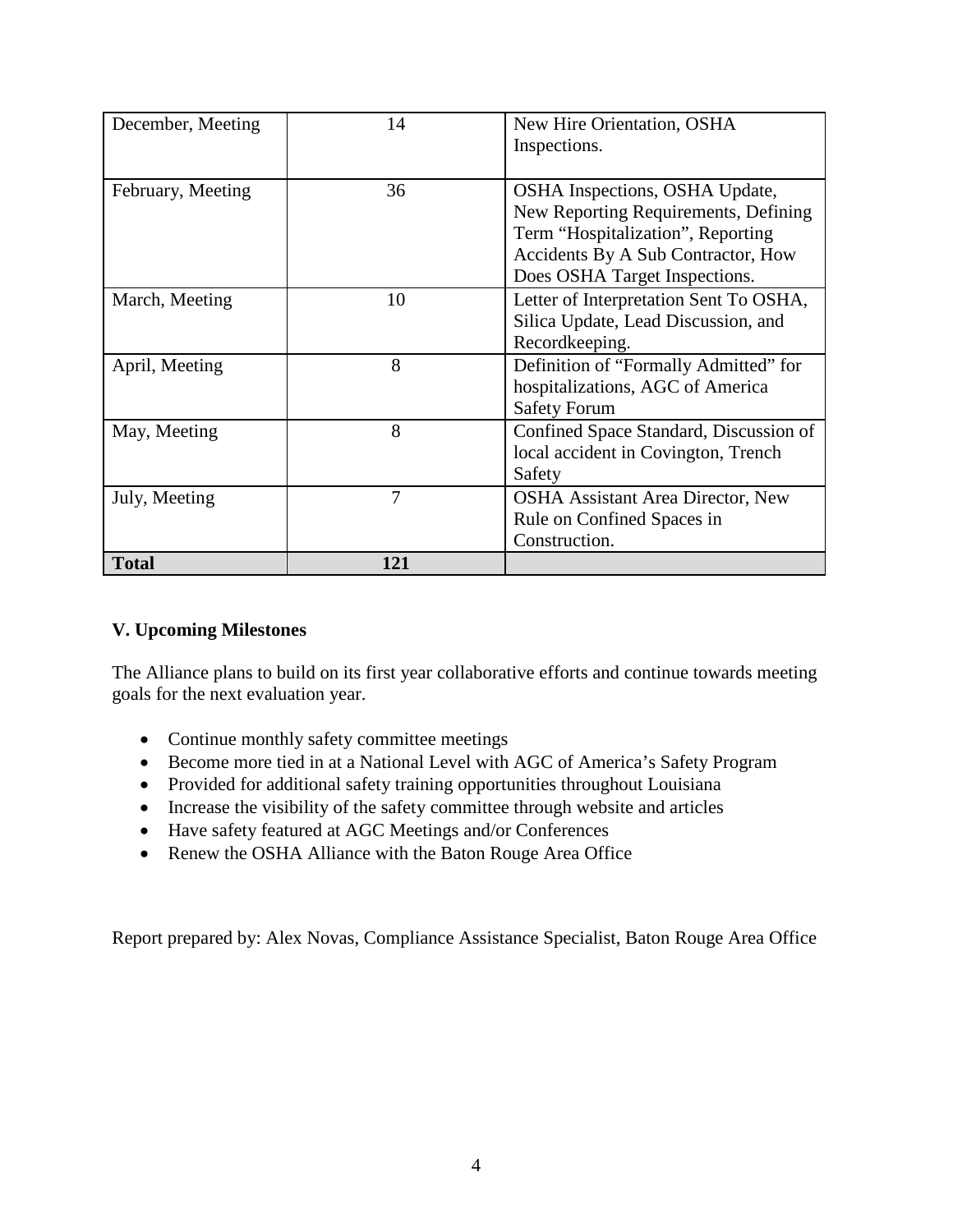| | | |
|---|---|---|
| December, Meeting | 14 | New Hire Orientation, OSHA Inspections. |
| February, Meeting | 36 | OSHA Inspections, OSHA Update, New Reporting Requirements, Defining Term "Hospitalization", Reporting Accidents By A Sub Contractor, How Does OSHA Target Inspections. |
| March, Meeting | 10 | Letter of Interpretation Sent To OSHA, Silica Update, Lead Discussion, and Recordkeeping. |
| April, Meeting | 8 | Definition of "Formally Admitted" for hospitalizations, AGC of America Safety Forum |
| May, Meeting | 8 | Confined Space Standard, Discussion of local accident in Covington, Trench Safety |
| July, Meeting | 7 | OSHA Assistant Area Director, New Rule on Confined Spaces in Construction. |
| **Total** | **121** | |

### V. Upcoming Milestones

The Alliance plans to build on its first year collaborative efforts and continue towards meeting goals for the next evaluation year.

- Continue monthly safety committee meetings
- Become more tied in at a National Level with AGC of America's Safety Program
- Provided for additional safety training opportunities throughout Louisiana
- Increase the visibility of the safety committee through website and articles
- Have safety featured at AGC Meetings and/or Conferences
- Renew the OSHA Alliance with the Baton Rouge Area Office

Report prepared by: Alex Novas, Compliance Assistance Specialist, Baton Rouge Area Office